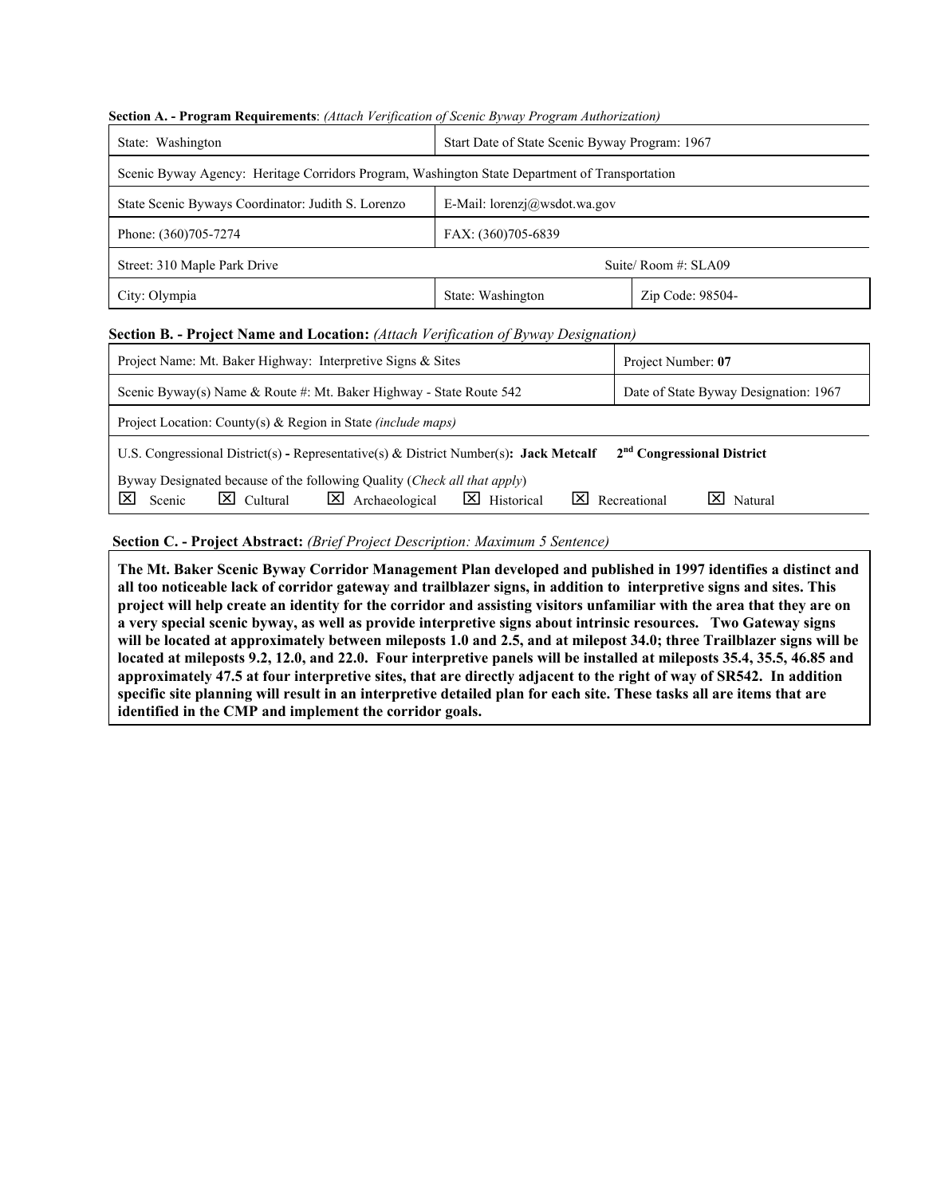**Section A. - Program Requirements**: *(Attach Verification of Scenic Byway Program Authorization)*

| State: Washington | Start Date of State Scenic Byway Program: 1967 | |
|---|---|---|
| Scenic Byway Agency: Heritage Corridors Program, Washington State Department of Transportation | | |
| State Scenic Byways Coordinator: Judith S. Lorenzo | E-Mail: lorenzj@wsdot.wa.gov | |
| Phone: (360)705-7274 | FAX: (360)705-6839 | |
| Street: 310 Maple Park Drive | | Suite/ Room #: SLA09 |
| City: Olympia | State: Washington | Zip Code: 98504- |

**Section B. - Project Name and Location:** *(Attach Verification of Byway Designation)*

| Project Name: Mt. Baker Highway: Interpretive Signs & Sites | Project Number: **07** |
|---|---|
| Scenic Byway(s) Name & Route #: Mt. Baker Highway - State Route 542 | Date of State Byway Designation: 1967 |
| Project Location: County(s) & Region in State *(include maps)* | |
| U.S. Congressional District(s) - Representative(s) & District Number(s): **Jack Metcalf 2nd Congressional District** | |
| Byway Designated because of the following Quality (*Check all that apply*) ☒ Scenic ☒ Cultural ☒ Archaeological ☒ Historical ☒ Recreational ☒ Natural | |

**Section C. - Project Abstract:** *(Brief Project Description: Maximum 5 Sentence)*

**The Mt. Baker Scenic Byway Corridor Management Plan developed and published in 1997 identifies a distinct and all too noticeable lack of corridor gateway and trailblazer signs, in addition to interpretive signs and sites. This project will help create an identity for the corridor and assisting visitors unfamiliar with the area that they are on a very special scenic byway, as well as provide interpretive signs about intrinsic resources. Two Gateway signs will be located at approximately between mileposts 1.0 and 2.5, and at milepost 34.0; three Trailblazer signs will be located at mileposts 9.2, 12.0, and 22.0. Four interpretive panels will be installed at mileposts 35.4, 35.5, 46.85 and approximately 47.5 at four interpretive sites, that are directly adjacent to the right of way of SR542. In addition specific site planning will result in an interpretive detailed plan for each site. These tasks all are items that are identified in the CMP and implement the corridor goals.**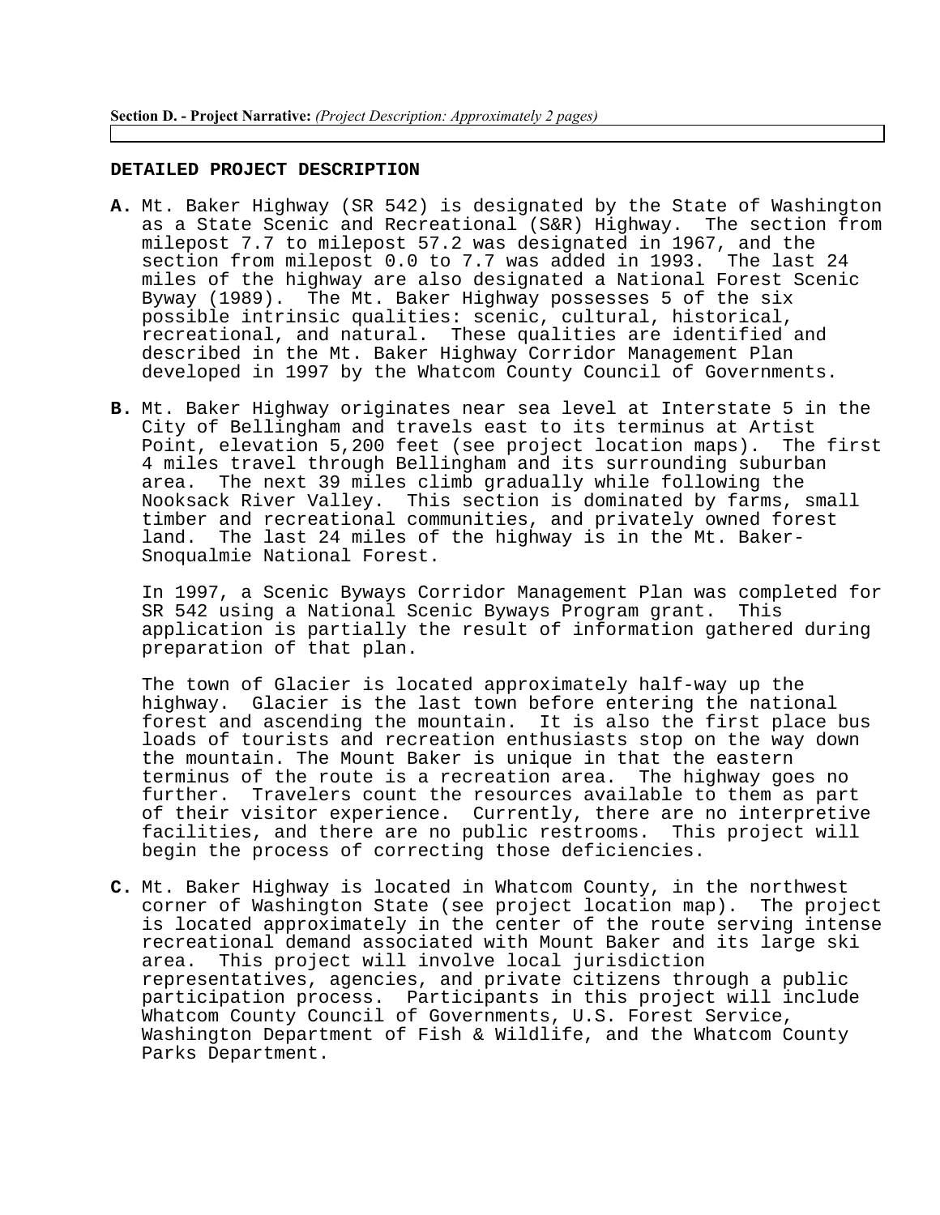**Section D. - Project Narrative:** *(Project Description: Approximately 2 pages)*

**DETAILED PROJECT DESCRIPTION**

**A.** Mt. Baker Highway (SR 542) is designated by the State of Washington as a State Scenic and Recreational (S&R) Highway. The section from milepost 7.7 to milepost 57.2 was designated in 1967, and the section from milepost 0.0 to 7.7 was added in 1993. The last 24 miles of the highway are also designated a National Forest Scenic Byway (1989). The Mt. Baker Highway possesses 5 of the six possible intrinsic qualities: scenic, cultural, historical, recreational, and natural. These qualities are identified and described in the Mt. Baker Highway Corridor Management Plan developed in 1997 by the Whatcom County Council of Governments.

**B.** Mt. Baker Highway originates near sea level at Interstate 5 in the City of Bellingham and travels east to its terminus at Artist Point, elevation 5,200 feet (see project location maps). The first 4 miles travel through Bellingham and its surrounding suburban area. The next 39 miles climb gradually while following the Nooksack River Valley. This section is dominated by farms, small timber and recreational communities, and privately owned forest land. The last 24 miles of the highway is in the Mt. Baker-Snoqualmie National Forest.

In 1997, a Scenic Byways Corridor Management Plan was completed for SR 542 using a National Scenic Byways Program grant. This application is partially the result of information gathered during preparation of that plan.

The town of Glacier is located approximately half-way up the highway. Glacier is the last town before entering the national forest and ascending the mountain. It is also the first place bus loads of tourists and recreation enthusiasts stop on the way down the mountain. The Mount Baker is unique in that the eastern terminus of the route is a recreation area. The highway goes no further. Travelers count the resources available to them as part of their visitor experience. Currently, there are no interpretive facilities, and there are no public restrooms. This project will begin the process of correcting those deficiencies.

**C.** Mt. Baker Highway is located in Whatcom County, in the northwest corner of Washington State (see project location map). The project is located approximately in the center of the route serving intense recreational demand associated with Mount Baker and its large ski area. This project will involve local jurisdiction representatives, agencies, and private citizens through a public participation process. Participants in this project will include Whatcom County Council of Governments, U.S. Forest Service, Washington Department of Fish & Wildlife, and the Whatcom County Parks Department.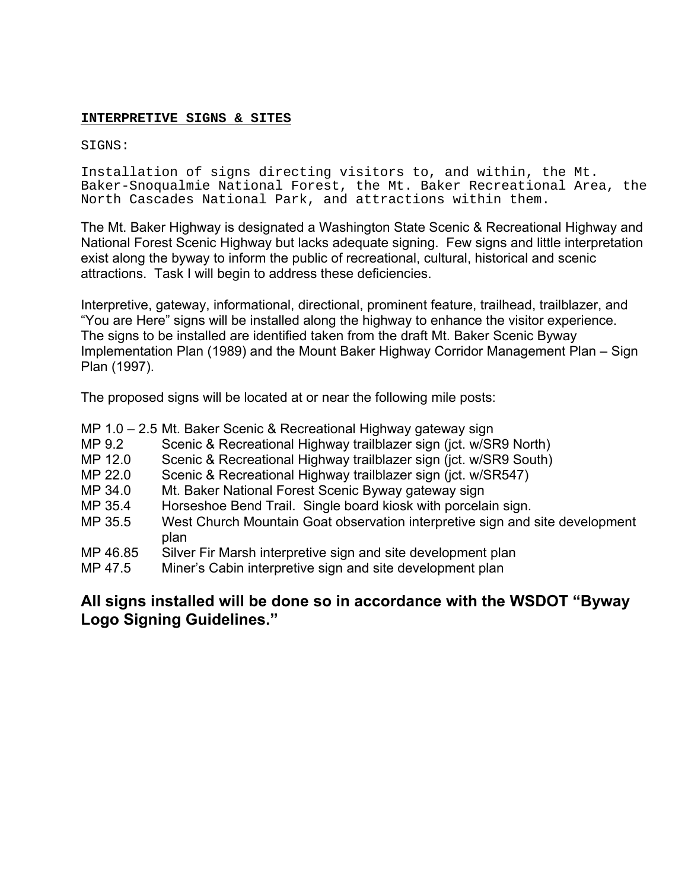**INTERPRETIVE SIGNS & SITES**

SIGNS:

Installation of signs directing visitors to, and within, the Mt. Baker-Snoqualmie National Forest, the Mt. Baker Recreational Area, the North Cascades National Park, and attractions within them.

The Mt. Baker Highway is designated a Washington State Scenic & Recreational Highway and National Forest Scenic Highway but lacks adequate signing. Few signs and little interpretation exist along the byway to inform the public of recreational, cultural, historical and scenic attractions. Task I will begin to address these deficiencies.

Interpretive, gateway, informational, directional, prominent feature, trailhead, trailblazer, and "You are Here" signs will be installed along the highway to enhance the visitor experience. The signs to be installed are identified taken from the draft Mt. Baker Scenic Byway Implementation Plan (1989) and the Mount Baker Highway Corridor Management Plan – Sign Plan (1997).

The proposed signs will be located at or near the following mile posts:

| | |
|---|---|
| MP 1.0 – 2.5 | Mt. Baker Scenic & Recreational Highway gateway sign |
| MP 9.2 | Scenic & Recreational Highway trailblazer sign (jct. w/SR9 North) |
| MP 12.0 | Scenic & Recreational Highway trailblazer sign (jct. w/SR9 South) |
| MP 22.0 | Scenic & Recreational Highway trailblazer sign (jct. w/SR547) |
| MP 34.0 | Mt. Baker National Forest Scenic Byway gateway sign |
| MP 35.4 | Horseshoe Bend Trail. Single board kiosk with porcelain sign. |
| MP 35.5 | West Church Mountain Goat observation interpretive sign and site development plan |
| MP 46.85 | Silver Fir Marsh interpretive sign and site development plan |
| MP 47.5 | Miner's Cabin interpretive sign and site development plan |

**All signs installed will be done so in accordance with the WSDOT "Byway Logo Signing Guidelines."**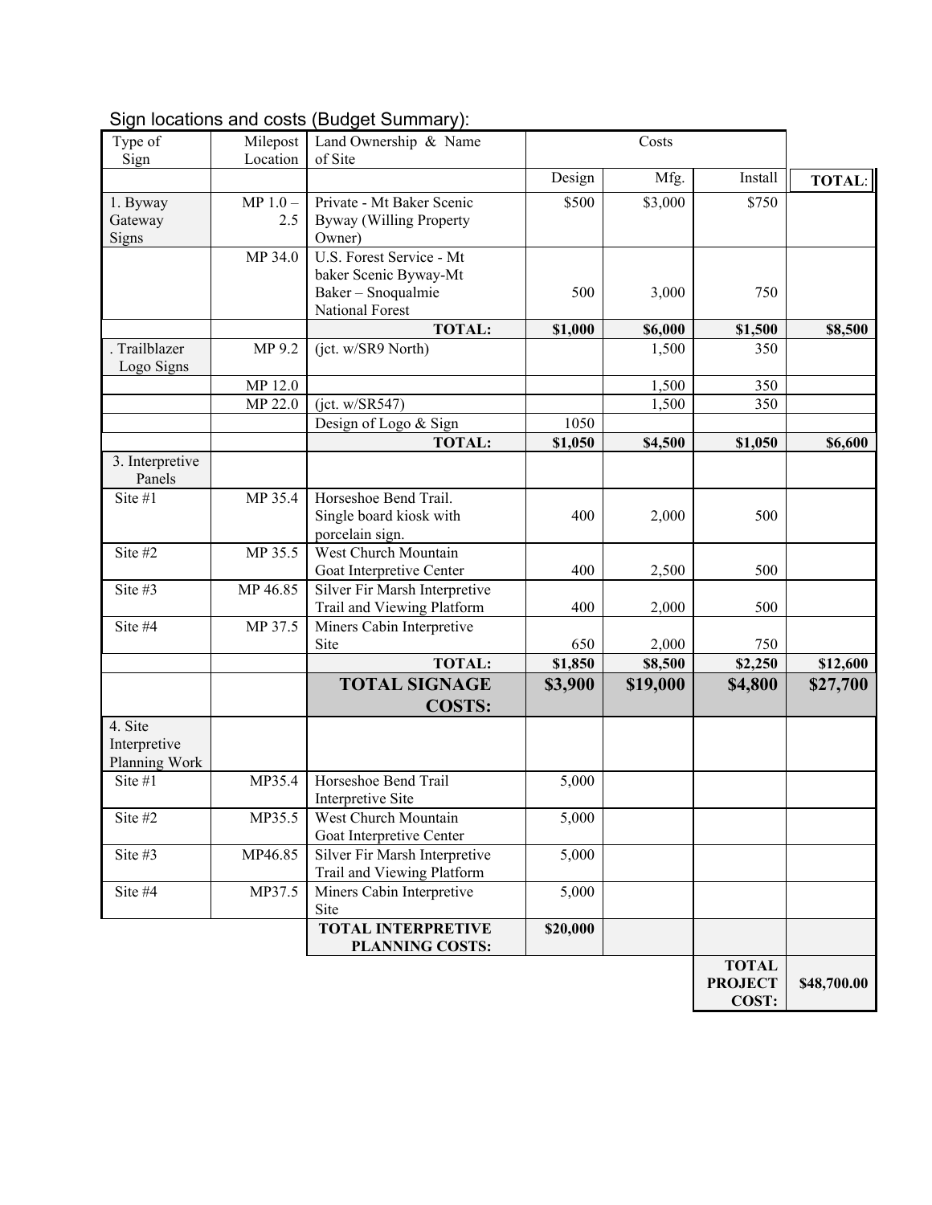Sign locations and costs (Budget Summary):

| Type of Sign | Milepost Location | Land Ownership & Name of Site | Costs | | | |
|---|---|---|---|---|---|---|
| | | | Design | Mfg. | Install | **TOTAL:** |
| 1. Byway Gateway Signs | MP 1.0 – 2.5 | Private - Mt Baker Scenic Byway (Willing Property Owner) | $500 | $3,000 | $750 | |
| | MP 34.0 | U.S. Forest Service - Mt baker Scenic Byway-Mt Baker – Snoqualmie National Forest | 500 | 3,000 | 750 | |
| | | **TOTAL:** | **$1,000** | **$6,000** | **$1,500** | **$8,500** |
| . Trailblazer Logo Signs | MP 9.2 | (jct. w/SR9 North) | | 1,500 | 350 | |
| | MP 12.0 | | | 1,500 | 350 | |
| | MP 22.0 | (jct. w/SR547) | | 1,500 | 350 | |
| | | Design of Logo & Sign | 1050 | | | |
| | | **TOTAL:** | **$1,050** | **$4,500** | **$1,050** | **$6,600** |
| 3. Interpretive Panels | | | | | | |
| Site #1 | MP 35.4 | Horseshoe Bend Trail. Single board kiosk with porcelain sign. | 400 | 2,000 | 500 | |
| Site #2 | MP 35.5 | West Church Mountain Goat Interpretive Center | 400 | 2,500 | 500 | |
| Site #3 | MP 46.85 | Silver Fir Marsh Interpretive Trail and Viewing Platform | 400 | 2,000 | 500 | |
| Site #4 | MP 37.5 | Miners Cabin Interpretive Site | 650 | 2,000 | 750 | |
| | | **TOTAL:** | **$1,850** | **$8,500** | **$2,250** | **$12,600** |
| | | **TOTAL SIGNAGE COSTS:** | **$3,900** | **$19,000** | **$4,800** | **$27,700** |
| 4. Site Interpretive Planning Work | | | | | | |
| Site #1 | MP35.4 | Horseshoe Bend Trail Interpretive Site | 5,000 | | | |
| Site #2 | MP35.5 | West Church Mountain Goat Interpretive Center | 5,000 | | | |
| Site #3 | MP46.85 | Silver Fir Marsh Interpretive Trail and Viewing Platform | 5,000 | | | |
| Site #4 | MP37.5 | Miners Cabin Interpretive Site | 5,000 | | | |
| | | **TOTAL INTERPRETIVE PLANNING COSTS:** | **$20,000** | | | |
| | | | | | **TOTAL PROJECT COST:** | **$48,700.00** |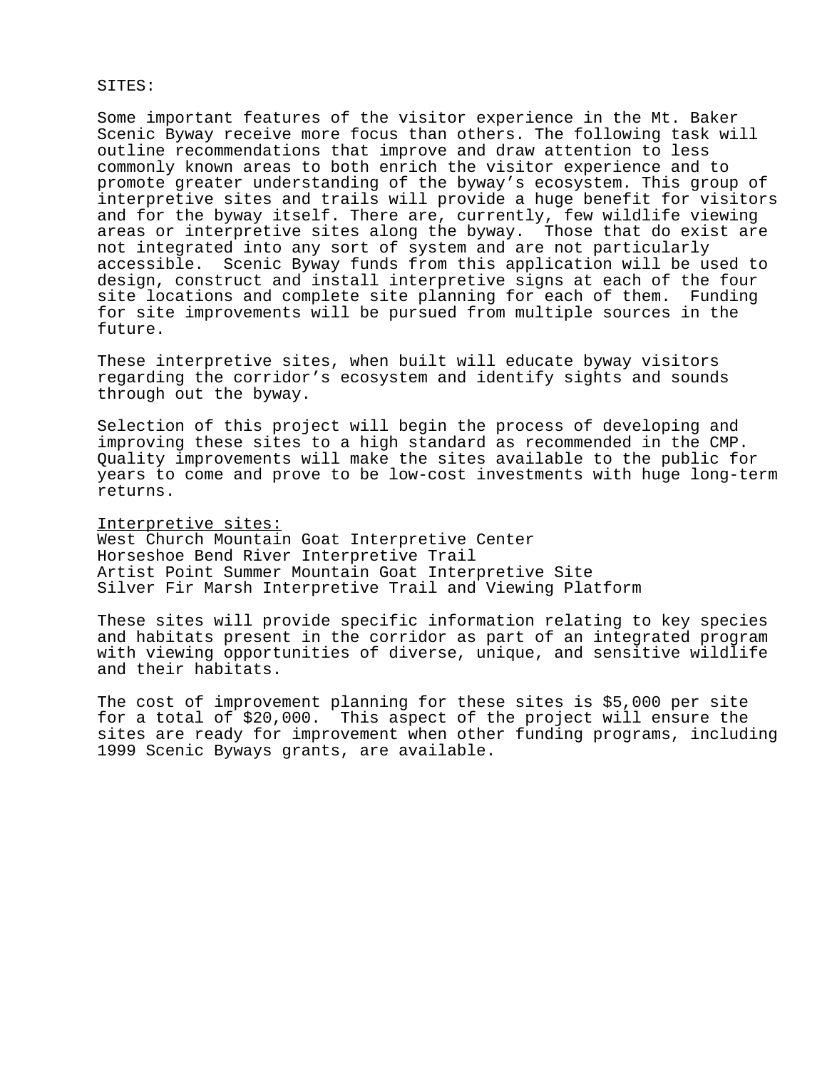SITES:

Some important features of the visitor experience in the Mt. Baker Scenic Byway receive more focus than others. The following task will outline recommendations that improve and draw attention to less commonly known areas to both enrich the visitor experience and to promote greater understanding of the byway's ecosystem. This group of interpretive sites and trails will provide a huge benefit for visitors and for the byway itself. There are, currently, few wildlife viewing areas or interpretive sites along the byway. Those that do exist are not integrated into any sort of system and are not particularly accessible. Scenic Byway funds from this application will be used to design, construct and install interpretive signs at each of the four site locations and complete site planning for each of them. Funding for site improvements will be pursued from multiple sources in the future.

These interpretive sites, when built will educate byway visitors regarding the corridor's ecosystem and identify sights and sounds through out the byway.

Selection of this project will begin the process of developing and improving these sites to a high standard as recommended in the CMP. Quality improvements will make the sites available to the public for years to come and prove to be low-cost investments with huge long-term returns.

<u>Interpretive sites:</u>
West Church Mountain Goat Interpretive Center
Horseshoe Bend River Interpretive Trail
Artist Point Summer Mountain Goat Interpretive Site
Silver Fir Marsh Interpretive Trail and Viewing Platform

These sites will provide specific information relating to key species and habitats present in the corridor as part of an integrated program with viewing opportunities of diverse, unique, and sensitive wildlife and their habitats.

The cost of improvement planning for these sites is $5,000 per site for a total of $20,000. This aspect of the project will ensure the sites are ready for improvement when other funding programs, including 1999 Scenic Byways grants, are available.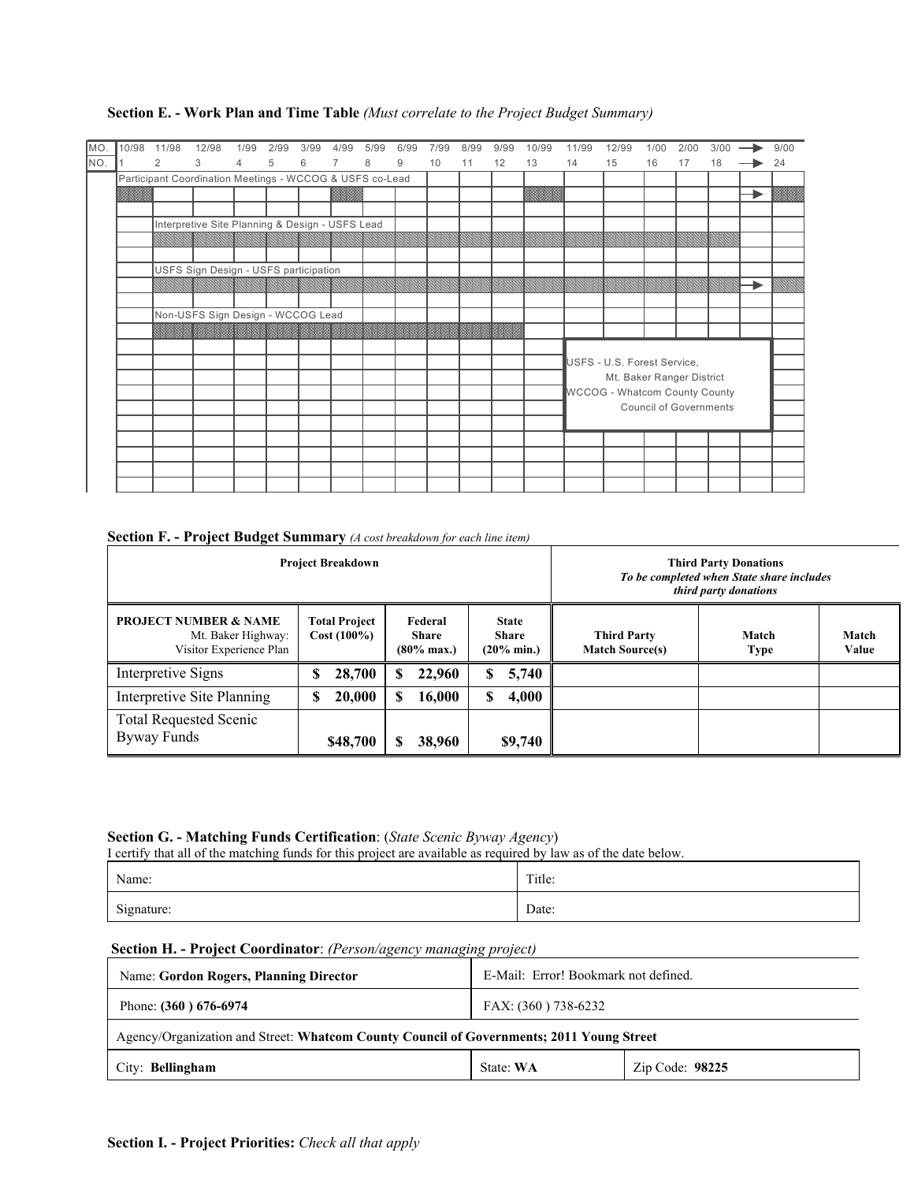**Section E. - Work Plan and Time Table** *(Must correlate to the Project Budget Summary)*

| MO. | 10/98 | 11/98 | 12/98 | 1/99 | 2/99 | 3/99 | 4/99 | 5/99 | 6/99 | 7/99 | 8/99 | 9/99 | 10/99 | 11/99 | 12/99 | 1/00 | 2/00 | 3/00 | → | 9/00 |
|---|---|---|---|---|---|---|---|---|---|---|---|---|---|---|---|---|---|---|---|---|
| NO. | 1 | 2 | 3 | 4 | 5 | 6 | 7 | 8 | 9 | 10 | 11 | 12 | 13 | 14 | 15 | 16 | 17 | 18 | → | 24 |

Participant Coordination Meetings - WCCOG & USFS co-Lead

Interpretive Site Planning & Design - USFS Lead

USFS Sign Design - USFS participation

Non-USFS Sign Design - WCCOG Lead

USFS - U.S. Forest Service, Mt. Baker Ranger District

WCCOG - Whatcom County County Council of Governments

**Section F. - Project Budget Summary** *(A cost breakdown for each line item)*

| **Project Breakdown** | | | | **Third Party Donations** *To be completed when State share includes third party donations* | | |
|---|---|---|---|---|---|---|
| **PROJECT NUMBER & NAME** Mt. Baker Highway: Visitor Experience Plan | **Total Project Cost (100%)** | **Federal Share (80% max.)** | **State Share (20% min.)** | **Third Party Match Source(s)** | **Match Type** | **Match Value** |
| Interpretive Signs | **$ 28,700** | **$ 22,960** | **$ 5,740** | | | |
| Interpretive Site Planning | **$ 20,000** | **$ 16,000** | **$ 4,000** | | | |
| Total Requested Scenic Byway Funds | **$48,700** | **$ 38,960** | **$9,740** | | | |

**Section G. - Matching Funds Certification**: (*State Scenic Byway Agency*)

I certify that all of the matching funds for this project are available as required by law as of the date below.

| Name: | Title: |
|---|---|
| Signature: | Date: |

**Section H. - Project Coordinator**: *(Person/agency managing project)*

| Name: **Gordon Rogers, Planning Director** | E-Mail: Error! Bookmark not defined. | |
|---|---|---|
| Phone: **(360 ) 676-6974** | FAX: (360 ) 738-6232 | |
| Agency/Organization and Street: **Whatcom County Council of Governments; 2011 Young Street** | | |
| City: **Bellingham** | State: **WA** | Zip Code: **98225** |

**Section I. - Project Priorities:** *Check all that apply*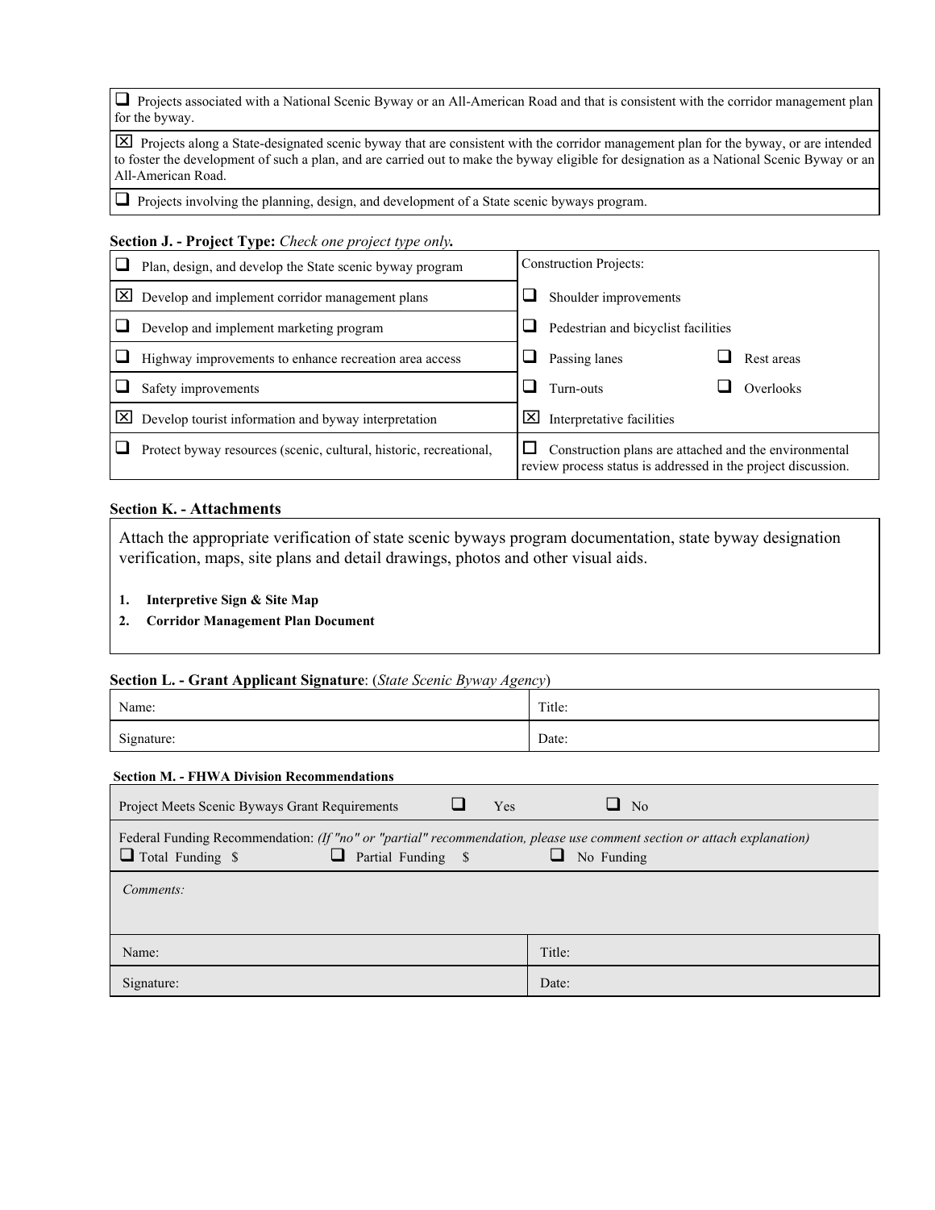| |
|---|
| ☐ Projects associated with a National Scenic Byway or an All-American Road and that is consistent with the corridor management plan for the byway. |
| ☒ Projects along a State-designated scenic byway that are consistent with the corridor management plan for the byway, or are intended to foster the development of such a plan, and are carried out to make the byway eligible for designation as a National Scenic Byway or an All-American Road. |
| ☐ Projects involving the planning, design, and development of a State scenic byways program. |

**Section J. - Project Type:** *Check one project type only.*

| | | |
|---|---|---|
| ☐ Plan, design, and develop the State scenic byway program | Construction Projects: | |
| ☒ Develop and implement corridor management plans | ☐ Shoulder improvements | |
| ☐ Develop and implement marketing program | ☐ Pedestrian and bicyclist facilities | |
| ☐ Highway improvements to enhance recreation area access | ☐ Passing lanes | ☐ Rest areas |
| ☐ Safety improvements | ☐ Turn-outs | ☐ Overlooks |
| ☒ Develop tourist information and byway interpretation | ☒ Interpretative facilities | |
| ☐ Protect byway resources (scenic, cultural, historic, recreational, | ☐ Construction plans are attached and the environmental review process status is addressed in the project discussion. | |

**Section K. - Attachments**

Attach the appropriate verification of state scenic byways program documentation, state byway designation verification, maps, site plans and detail drawings, photos and other visual aids.

1. **Interpretive Sign & Site Map**
2. **Corridor Management Plan Document**

**Section L. - Grant Applicant Signature**: (*State Scenic Byway Agency*)

| | |
|---|---|
| Name: | Title: |
| Signature: | Date: |

**Section M. - FHWA Division Recommendations**

| | |
|---|---|
| Project Meets Scenic Byways Grant Requirements ☐ Yes ☐ No | |
| Federal Funding Recommendation: *(If "no" or "partial" recommendation, please use comment section or attach explanation)* ☐ Total Funding $ ☐ Partial Funding $ ☐ No Funding | |
| *Comments:* | |
| Name: | Title: |
| Signature: | Date: |